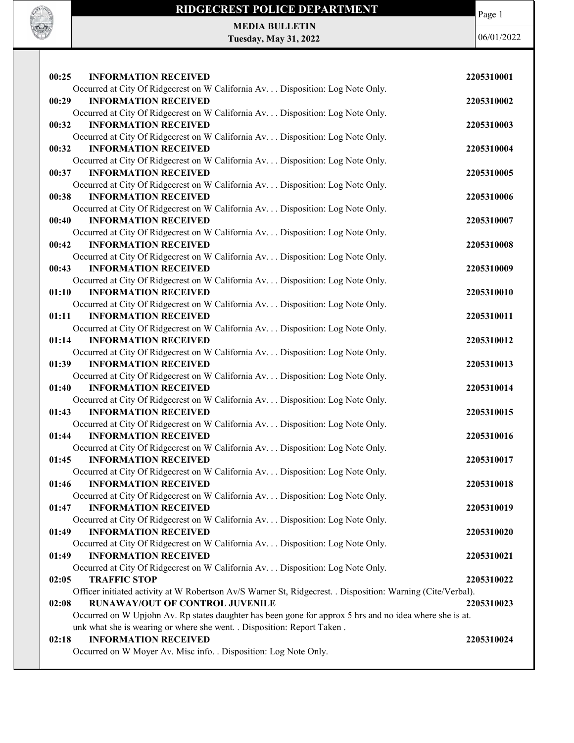# RIDGECREST POLICE DEPARTMENT

**MEDIA BULLETIN**
**Tuesday, May 31, 2022**

06/01/2022

**00:25 INFORMATION RECEIVED** **2205310001**
Occurred at City Of Ridgecrest on W California Av. . . Disposition: Log Note Only.

**00:29 INFORMATION RECEIVED** **2205310002**
Occurred at City Of Ridgecrest on W California Av. . . Disposition: Log Note Only.

**00:32 INFORMATION RECEIVED** **2205310003**
Occurred at City Of Ridgecrest on W California Av. . . Disposition: Log Note Only.

**00:32 INFORMATION RECEIVED** **2205310004**
Occurred at City Of Ridgecrest on W California Av. . . Disposition: Log Note Only.

**00:37 INFORMATION RECEIVED** **2205310005**
Occurred at City Of Ridgecrest on W California Av. . . Disposition: Log Note Only.

**00:38 INFORMATION RECEIVED** **2205310006**
Occurred at City Of Ridgecrest on W California Av. . . Disposition: Log Note Only.

**00:40 INFORMATION RECEIVED** **2205310007**
Occurred at City Of Ridgecrest on W California Av. . . Disposition: Log Note Only.

**00:42 INFORMATION RECEIVED** **2205310008**
Occurred at City Of Ridgecrest on W California Av. . . Disposition: Log Note Only.

**00:43 INFORMATION RECEIVED** **2205310009**
Occurred at City Of Ridgecrest on W California Av. . . Disposition: Log Note Only.

**01:10 INFORMATION RECEIVED** **2205310010**
Occurred at City Of Ridgecrest on W California Av. . . Disposition: Log Note Only.

**01:11 INFORMATION RECEIVED** **2205310011**
Occurred at City Of Ridgecrest on W California Av. . . Disposition: Log Note Only.

**01:14 INFORMATION RECEIVED** **2205310012**
Occurred at City Of Ridgecrest on W California Av. . . Disposition: Log Note Only.

**01:39 INFORMATION RECEIVED** **2205310013**
Occurred at City Of Ridgecrest on W California Av. . . Disposition: Log Note Only.

**01:40 INFORMATION RECEIVED** **2205310014**
Occurred at City Of Ridgecrest on W California Av. . . Disposition: Log Note Only.

**01:43 INFORMATION RECEIVED** **2205310015**
Occurred at City Of Ridgecrest on W California Av. . . Disposition: Log Note Only.

**01:44 INFORMATION RECEIVED** **2205310016**
Occurred at City Of Ridgecrest on W California Av. . . Disposition: Log Note Only.

**01:45 INFORMATION RECEIVED** **2205310017**
Occurred at City Of Ridgecrest on W California Av. . . Disposition: Log Note Only.

**01:46 INFORMATION RECEIVED** **2205310018**
Occurred at City Of Ridgecrest on W California Av. . . Disposition: Log Note Only.

**01:47 INFORMATION RECEIVED** **2205310019**
Occurred at City Of Ridgecrest on W California Av. . . Disposition: Log Note Only.

**01:49 INFORMATION RECEIVED** **2205310020**
Occurred at City Of Ridgecrest on W California Av. . . Disposition: Log Note Only.

**01:49 INFORMATION RECEIVED** **2205310021**
Occurred at City Of Ridgecrest on W California Av. . . Disposition: Log Note Only.

**02:05 TRAFFIC STOP** **2205310022**
Officer initiated activity at W Robertson Av/S Warner St, Ridgecrest. . Disposition: Warning (Cite/Verbal).

**02:08 RUNAWAY/OUT OF CONTROL JUVENILE** **2205310023**
Occurred on W Upjohn Av. Rp states daughter has been gone for approx 5 hrs and no idea where she is at. unk what she is wearing or where she went. . Disposition: Report Taken .

**02:18 INFORMATION RECEIVED** **2205310024**
Occurred on W Moyer Av. Misc info. . Disposition: Log Note Only.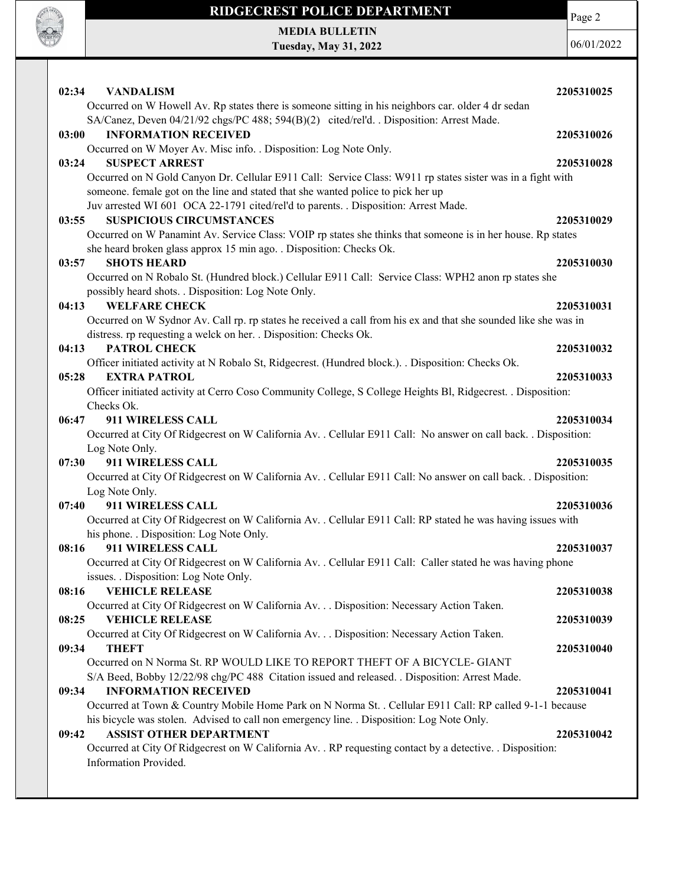**02:34 VANDALISM** **2205310025**

Occurred on W Howell Av. Rp states there is someone sitting in his neighbors car. older 4 dr sedan
SA/Canez, Deven 04/21/92 chgs/PC 488; 594(B)(2) cited/rel'd. . Disposition: Arrest Made.

**03:00 INFORMATION RECEIVED** **2205310026**

Occurred on W Moyer Av. Misc info. . Disposition: Log Note Only.

**03:24 SUSPECT ARREST** **2205310028**

Occurred on N Gold Canyon Dr. Cellular E911 Call: Service Class: W911 rp states sister was in a fight with someone. female got on the line and stated that she wanted police to pick her up
Juv arrested WI 601 OCA 22-1791 cited/rel'd to parents. . Disposition: Arrest Made.

**03:55 SUSPICIOUS CIRCUMSTANCES** **2205310029**

Occurred on W Panamint Av. Service Class: VOIP rp states she thinks that someone is in her house. Rp states she heard broken glass approx 15 min ago. . Disposition: Checks Ok.

**03:57 SHOTS HEARD** **2205310030**

Occurred on N Robalo St. (Hundred block.) Cellular E911 Call: Service Class: WPH2 anon rp states she possibly heard shots. . Disposition: Log Note Only.

**04:13 WELFARE CHECK** **2205310031**

Occurred on W Sydnor Av. Call rp. rp states he received a call from his ex and that she sounded like she was in distress. rp requesting a welck on her. . Disposition: Checks Ok.

**04:13 PATROL CHECK** **2205310032**

Officer initiated activity at N Robalo St, Ridgecrest. (Hundred block.). . Disposition: Checks Ok.

**05:28 EXTRA PATROL** **2205310033**

Officer initiated activity at Cerro Coso Community College, S College Heights Bl, Ridgecrest. . Disposition: Checks Ok.

**06:47 911 WIRELESS CALL** **2205310034**

Occurred at City Of Ridgecrest on W California Av. . Cellular E911 Call: No answer on call back. . Disposition: Log Note Only.

**07:30 911 WIRELESS CALL** **2205310035**

Occurred at City Of Ridgecrest on W California Av. . Cellular E911 Call: No answer on call back. . Disposition: Log Note Only.

**07:40 911 WIRELESS CALL** **2205310036**

Occurred at City Of Ridgecrest on W California Av. . Cellular E911 Call: RP stated he was having issues with his phone. . Disposition: Log Note Only.

**08:16 911 WIRELESS CALL** **2205310037**

Occurred at City Of Ridgecrest on W California Av. . Cellular E911 Call: Caller stated he was having phone issues. . Disposition: Log Note Only.

**08:16 VEHICLE RELEASE** **2205310038**

Occurred at City Of Ridgecrest on W California Av. . . Disposition: Necessary Action Taken.

**08:25 VEHICLE RELEASE** **2205310039**

Occurred at City Of Ridgecrest on W California Av. . . Disposition: Necessary Action Taken.

**09:34 THEFT** **2205310040**

Occurred on N Norma St. RP WOULD LIKE TO REPORT THEFT OF A BICYCLE- GIANT
S/A Beed, Bobby 12/22/98 chg/PC 488 Citation issued and released. . Disposition: Arrest Made.

**09:34 INFORMATION RECEIVED** **2205310041**

Occurred at Town & Country Mobile Home Park on N Norma St. . Cellular E911 Call: RP called 9-1-1 because his bicycle was stolen. Advised to call non emergency line. . Disposition: Log Note Only.

**09:42 ASSIST OTHER DEPARTMENT** **2205310042**

Occurred at City Of Ridgecrest on W California Av. . RP requesting contact by a detective. . Disposition: Information Provided.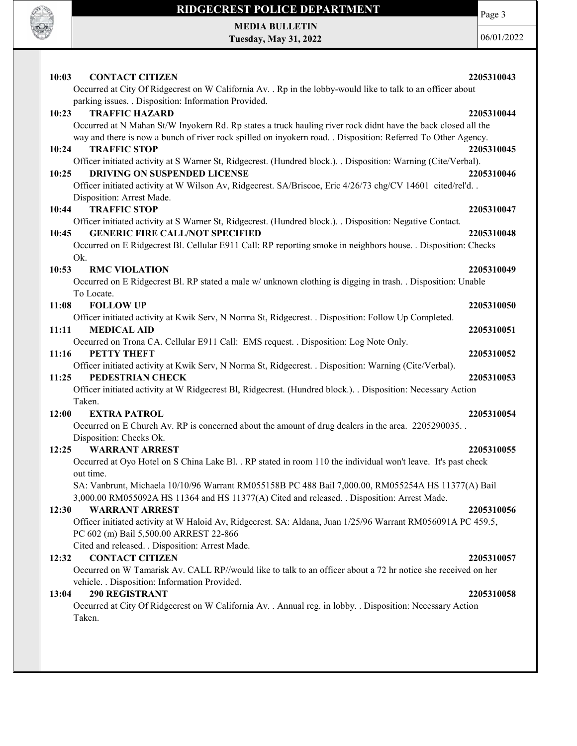**10:03 CONTACT CITIZEN 2205310043**

Occurred at City Of Ridgecrest on W California Av. . Rp in the lobby-would like to talk to an officer about parking issues. . Disposition: Information Provided.

**10:23 TRAFFIC HAZARD 2205310044**

Occurred at N Mahan St/W Inyokern Rd. Rp states a truck hauling river rock didnt have the back closed all the way and there is now a bunch of river rock spilled on inyokern road. . Disposition: Referred To Other Agency.

**10:24 TRAFFIC STOP 2205310045**

Officer initiated activity at S Warner St, Ridgecrest. (Hundred block.). . Disposition: Warning (Cite/Verbal).

**10:25 DRIVING ON SUSPENDED LICENSE 2205310046**

Officer initiated activity at W Wilson Av, Ridgecrest. SA/Briscoe, Eric 4/26/73 chg/CV 14601 cited/rel'd. . Disposition: Arrest Made.

**10:44 TRAFFIC STOP 2205310047**

Officer initiated activity at S Warner St, Ridgecrest. (Hundred block.). . Disposition: Negative Contact.

**10:45 GENERIC FIRE CALL/NOT SPECIFIED 2205310048**

Occurred on E Ridgecrest Bl. Cellular E911 Call: RP reporting smoke in neighbors house. . Disposition: Checks Ok.

**10:53 RMC VIOLATION 2205310049**

Occurred on E Ridgecrest Bl. RP stated a male w/ unknown clothing is digging in trash. . Disposition: Unable To Locate.

**11:08 FOLLOW UP 2205310050**

Officer initiated activity at Kwik Serv, N Norma St, Ridgecrest. . Disposition: Follow Up Completed.

**11:11 MEDICAL AID 2205310051**

Occurred on Trona CA. Cellular E911 Call: EMS request. . Disposition: Log Note Only.

**11:16 PETTY THEFT 2205310052**

Officer initiated activity at Kwik Serv, N Norma St, Ridgecrest. . Disposition: Warning (Cite/Verbal).

**11:25 PEDESTRIAN CHECK 2205310053**

Officer initiated activity at W Ridgecrest Bl, Ridgecrest. (Hundred block.). . Disposition: Necessary Action Taken.

**12:00 EXTRA PATROL 2205310054**

Occurred on E Church Av. RP is concerned about the amount of drug dealers in the area. 2205290035. . Disposition: Checks Ok.

**12:25 WARRANT ARREST 2205310055**

Occurred at Oyo Hotel on S China Lake Bl. . RP stated in room 110 the individual won't leave. It's past check out time.

SA: Vanbrunt, Michaela 10/10/96 Warrant RM055158B PC 488 Bail 7,000.00, RM055254A HS 11377(A) Bail 3,000.00 RM055092A HS 11364 and HS 11377(A) Cited and released. . Disposition: Arrest Made.

**12:30 WARRANT ARREST 2205310056**

Officer initiated activity at W Haloid Av, Ridgecrest. SA: Aldana, Juan 1/25/96 Warrant RM056091A PC 459.5, PC 602 (m) Bail 5,500.00 ARREST 22-866

Cited and released. . Disposition: Arrest Made.

**12:32 CONTACT CITIZEN 2205310057**

Occurred on W Tamarisk Av. CALL RP//would like to talk to an officer about a 72 hr notice she received on her vehicle. . Disposition: Information Provided.

**13:04 290 REGISTRANT 2205310058**

Occurred at City Of Ridgecrest on W California Av. . Annual reg. in lobby. . Disposition: Necessary Action Taken.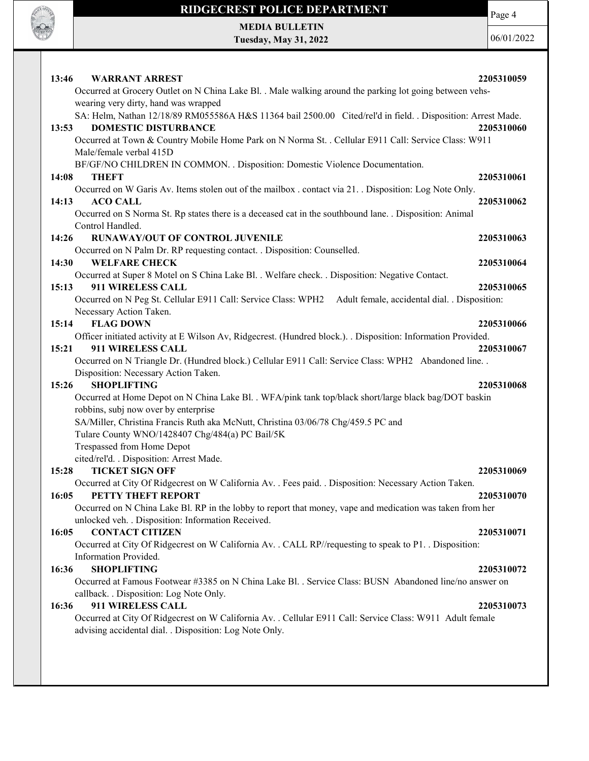**13:46 WARRANT ARREST** **2205310059**

Occurred at Grocery Outlet on N China Lake Bl. . Male walking around the parking lot going between vehs-wearing very dirty, hand was wrapped

SA: Helm, Nathan 12/18/89 RM055586A H&S 11364 bail 2500.00 Cited/rel'd in field. . Disposition: Arrest Made.

**13:53 DOMESTIC DISTURBANCE** **2205310060**

Occurred at Town & Country Mobile Home Park on N Norma St. . Cellular E911 Call: Service Class: W911 Male/female verbal 415D

BF/GF/NO CHILDREN IN COMMON. . Disposition: Domestic Violence Documentation.

**14:08 THEFT** **2205310061**

Occurred on W Garis Av. Items stolen out of the mailbox . contact via 21. . Disposition: Log Note Only.

**14:13 ACO CALL** **2205310062**

Occurred on S Norma St. Rp states there is a deceased cat in the southbound lane. . Disposition: Animal Control Handled.

**14:26 RUNAWAY/OUT OF CONTROL JUVENILE** **2205310063**

Occurred on N Palm Dr. RP requesting contact. . Disposition: Counselled.

**14:30 WELFARE CHECK** **2205310064**

Occurred at Super 8 Motel on S China Lake Bl. . Welfare check. . Disposition: Negative Contact.

**15:13 911 WIRELESS CALL** **2205310065**

Occurred on N Peg St. Cellular E911 Call: Service Class: WPH2 Adult female, accidental dial. . Disposition: Necessary Action Taken.

**15:14 FLAG DOWN** **2205310066**

Officer initiated activity at E Wilson Av, Ridgecrest. (Hundred block.). . Disposition: Information Provided.

**15:21 911 WIRELESS CALL** **2205310067**

Occurred on N Triangle Dr. (Hundred block.) Cellular E911 Call: Service Class: WPH2 Abandoned line. . Disposition: Necessary Action Taken.

**15:26 SHOPLIFTING** **2205310068**

Occurred at Home Depot on N China Lake Bl. . WFA/pink tank top/black short/large black bag/DOT baskin robbins, subj now over by enterprise

SA/Miller, Christina Francis Ruth aka McNutt, Christina 03/06/78 Chg/459.5 PC and

Tulare County WNO/1428407 Chg/484(a) PC Bail/5K

Trespassed from Home Depot

cited/rel'd. . Disposition: Arrest Made.

**15:28 TICKET SIGN OFF** **2205310069**

Occurred at City Of Ridgecrest on W California Av. . Fees paid. . Disposition: Necessary Action Taken.

**16:05 PETTY THEFT REPORT** **2205310070**

Occurred on N China Lake Bl. RP in the lobby to report that money, vape and medication was taken from her unlocked veh. . Disposition: Information Received.

**16:05 CONTACT CITIZEN** **2205310071**

Occurred at City Of Ridgecrest on W California Av. . CALL RP//requesting to speak to P1. . Disposition: Information Provided.

**16:36 SHOPLIFTING** **2205310072**

Occurred at Famous Footwear #3385 on N China Lake Bl. . Service Class: BUSN Abandoned line/no answer on callback. . Disposition: Log Note Only.

**16:36 911 WIRELESS CALL** **2205310073**

Occurred at City Of Ridgecrest on W California Av. . Cellular E911 Call: Service Class: W911 Adult female advising accidental dial. . Disposition: Log Note Only.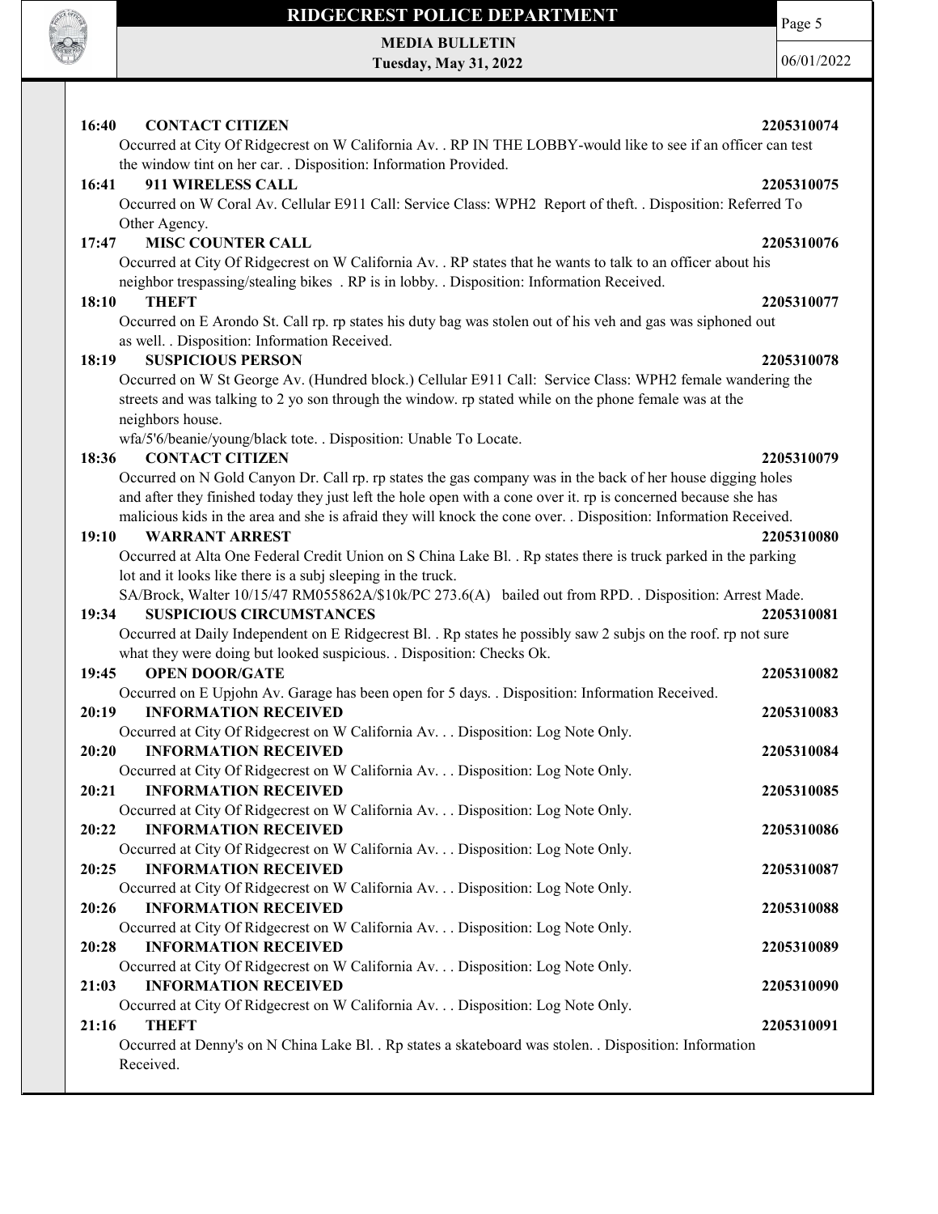**16:40 CONTACT CITIZEN 2205310074**

Occurred at City Of Ridgecrest on W California Av. . RP IN THE LOBBY-would like to see if an officer can test the window tint on her car. . Disposition: Information Provided.

**16:41 911 WIRELESS CALL 2205310075**

Occurred on W Coral Av. Cellular E911 Call: Service Class: WPH2 Report of theft. . Disposition: Referred To Other Agency.

**17:47 MISC COUNTER CALL 2205310076**

Occurred at City Of Ridgecrest on W California Av. . RP states that he wants to talk to an officer about his neighbor trespassing/stealing bikes . RP is in lobby. . Disposition: Information Received.

**18:10 THEFT 2205310077**

Occurred on E Arondo St. Call rp. rp states his duty bag was stolen out of his veh and gas was siphoned out as well. . Disposition: Information Received.

**18:19 SUSPICIOUS PERSON 2205310078**

Occurred on W St George Av. (Hundred block.) Cellular E911 Call: Service Class: WPH2 female wandering the streets and was talking to 2 yo son through the window. rp stated while on the phone female was at the neighbors house.

wfa/5'6/beanie/young/black tote. . Disposition: Unable To Locate.

**18:36 CONTACT CITIZEN 2205310079**

Occurred on N Gold Canyon Dr. Call rp. rp states the gas company was in the back of her house digging holes and after they finished today they just left the hole open with a cone over it. rp is concerned because she has malicious kids in the area and she is afraid they will knock the cone over. . Disposition: Information Received.

**19:10 WARRANT ARREST 2205310080**

Occurred at Alta One Federal Credit Union on S China Lake Bl. . Rp states there is truck parked in the parking lot and it looks like there is a subj sleeping in the truck.

SA/Brock, Walter 10/15/47 RM055862A/$10k/PC 273.6(A) bailed out from RPD. . Disposition: Arrest Made.

**19:34 SUSPICIOUS CIRCUMSTANCES 2205310081**

Occurred at Daily Independent on E Ridgecrest Bl. . Rp states he possibly saw 2 subjs on the roof. rp not sure what they were doing but looked suspicious. . Disposition: Checks Ok.

**19:45 OPEN DOOR/GATE 2205310082**

Occurred on E Upjohn Av. Garage has been open for 5 days. . Disposition: Information Received.

**20:19 INFORMATION RECEIVED 2205310083**

Occurred at City Of Ridgecrest on W California Av. . . Disposition: Log Note Only.

**20:20 INFORMATION RECEIVED 2205310084**

Occurred at City Of Ridgecrest on W California Av. . . Disposition: Log Note Only.

**20:21 INFORMATION RECEIVED 2205310085**

Occurred at City Of Ridgecrest on W California Av. . . Disposition: Log Note Only.

**20:22 INFORMATION RECEIVED 2205310086**

Occurred at City Of Ridgecrest on W California Av. . . Disposition: Log Note Only.

**20:25 INFORMATION RECEIVED 2205310087**

Occurred at City Of Ridgecrest on W California Av. . . Disposition: Log Note Only.

**20:26 INFORMATION RECEIVED 2205310088**

Occurred at City Of Ridgecrest on W California Av. . . Disposition: Log Note Only.

**20:28 INFORMATION RECEIVED 2205310089**

Occurred at City Of Ridgecrest on W California Av. . . Disposition: Log Note Only.

**21:03 INFORMATION RECEIVED 2205310090**

Occurred at City Of Ridgecrest on W California Av. . . Disposition: Log Note Only.

**21:16 THEFT 2205310091**

Occurred at Denny's on N China Lake Bl. . Rp states a skateboard was stolen. . Disposition: Information Received.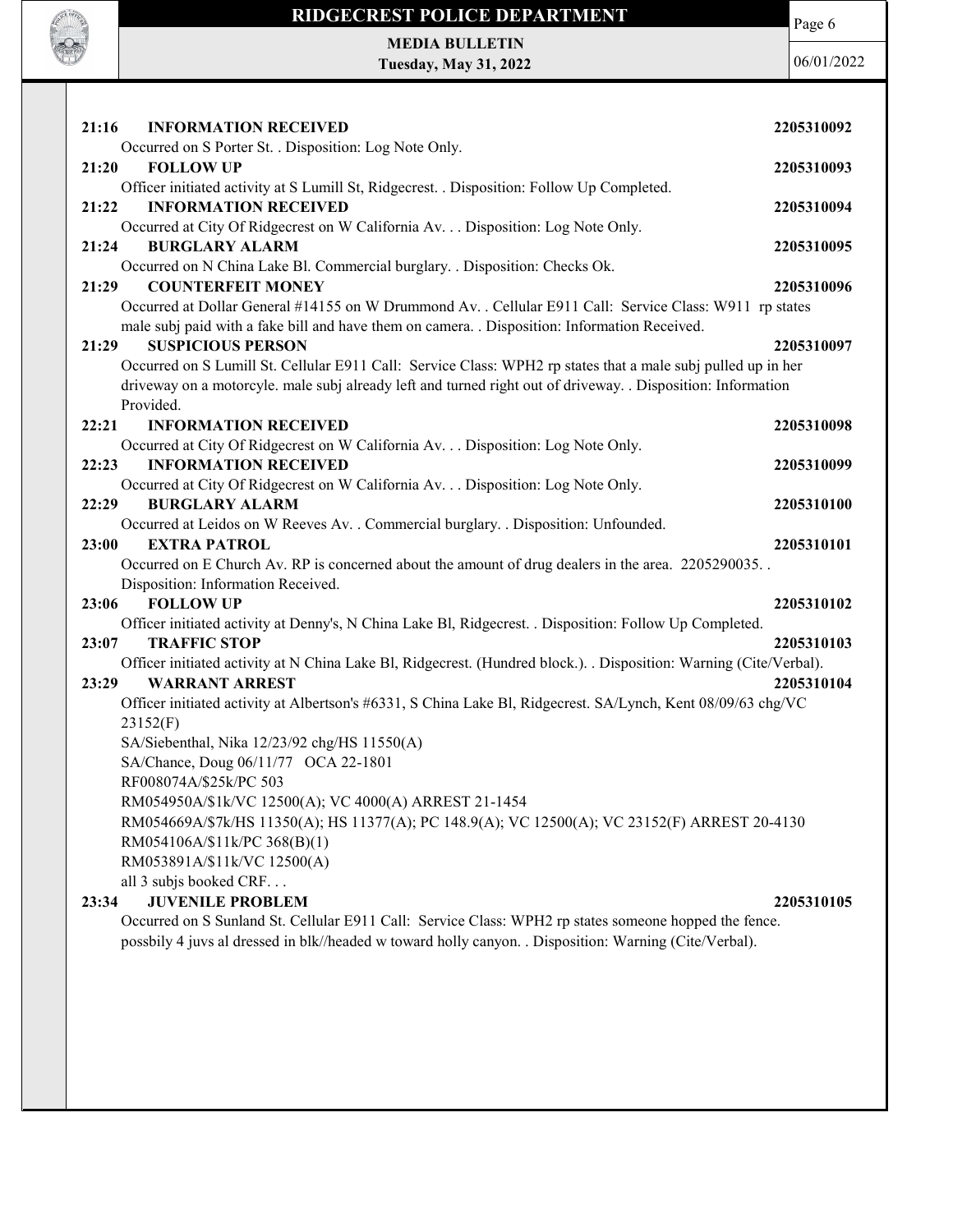**21:16 INFORMATION RECEIVED** 2205310092

Occurred on S Porter St. . Disposition: Log Note Only.

**21:20 FOLLOW UP** 2205310093

Officer initiated activity at S Lumill St, Ridgecrest. . Disposition: Follow Up Completed.

**21:22 INFORMATION RECEIVED** 2205310094

Occurred at City Of Ridgecrest on W California Av. . . Disposition: Log Note Only.

**21:24 BURGLARY ALARM** 2205310095

Occurred on N China Lake Bl. Commercial burglary. . Disposition: Checks Ok.

**21:29 COUNTERFEIT MONEY** 2205310096

Occurred at Dollar General #14155 on W Drummond Av. . Cellular E911 Call: Service Class: W911 rp states male subj paid with a fake bill and have them on camera. . Disposition: Information Received.

**21:29 SUSPICIOUS PERSON** 2205310097

Occurred on S Lumill St. Cellular E911 Call: Service Class: WPH2 rp states that a male subj pulled up in her driveway on a motorcyle. male subj already left and turned right out of driveway. . Disposition: Information Provided.

**22:21 INFORMATION RECEIVED** 2205310098

Occurred at City Of Ridgecrest on W California Av. . . Disposition: Log Note Only.

**22:23 INFORMATION RECEIVED** 2205310099

Occurred at City Of Ridgecrest on W California Av. . . Disposition: Log Note Only.

**22:29 BURGLARY ALARM** 2205310100

Occurred at Leidos on W Reeves Av. . Commercial burglary. . Disposition: Unfounded.

**23:00 EXTRA PATROL** 2205310101

Occurred on E Church Av. RP is concerned about the amount of drug dealers in the area. 2205290035. . Disposition: Information Received.

**23:06 FOLLOW UP** 2205310102

Officer initiated activity at Denny's, N China Lake Bl, Ridgecrest. . Disposition: Follow Up Completed.

**23:07 TRAFFIC STOP** 2205310103

Officer initiated activity at N China Lake Bl, Ridgecrest. (Hundred block.). . Disposition: Warning (Cite/Verbal).

**23:29 WARRANT ARREST** 2205310104

Officer initiated activity at Albertson's #6331, S China Lake Bl, Ridgecrest. SA/Lynch, Kent 08/09/63 chg/VC 23152(F)
SA/Siebenthal, Nika 12/23/92 chg/HS 11550(A)
SA/Chance, Doug 06/11/77 OCA 22-1801
RF008074A/$25k/PC 503
RM054950A/$1k/VC 12500(A); VC 4000(A) ARREST 21-1454
RM054669A/$7k/HS 11350(A); HS 11377(A); PC 148.9(A); VC 12500(A); VC 23152(F) ARREST 20-4130
RM054106A/$11k/PC 368(B)(1)
RM053891A/$11k/VC 12500(A)
all 3 subjs booked CRF. . .

**23:34 JUVENILE PROBLEM** 2205310105

Occurred on S Sunland St. Cellular E911 Call: Service Class: WPH2 rp states someone hopped the fence. possbily 4 juvs al dressed in blk//headed w toward holly canyon. . Disposition: Warning (Cite/Verbal).